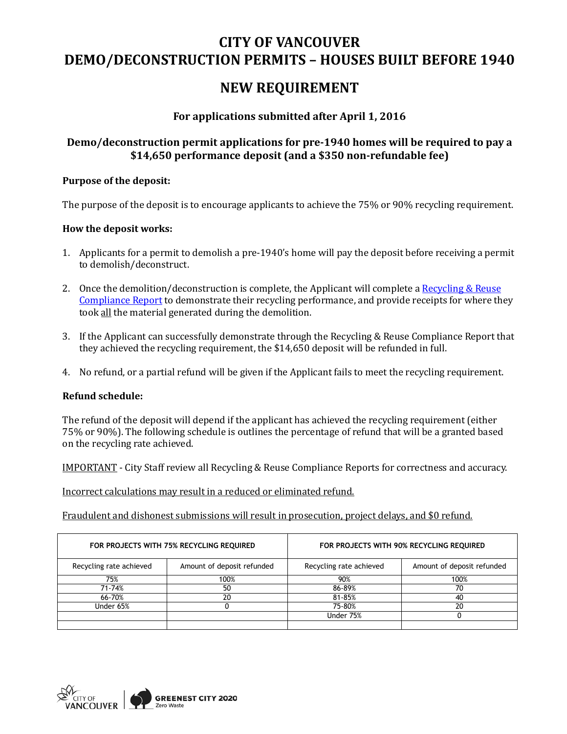# CITY OF VANCOUVER
# DEMO/DECONSTRUCTION PERMITS – HOUSES BUILT BEFORE 1940

## NEW REQUIREMENT

### For applications submitted after April 1, 2016

### Demo/deconstruction permit applications for pre-1940 homes will be required to pay a $14,650 performance deposit (and a $350 non-refundable fee)

**Purpose of the deposit:**

The purpose of the deposit is to encourage applicants to achieve the 75% or 90% recycling requirement.

**How the deposit works:**

1. Applicants for a permit to demolish a pre-1940's home will pay the deposit before receiving a permit to demolish/deconstruct.

2. Once the demolition/deconstruction is complete, the Applicant will complete a Recycling & Reuse Compliance Report to demonstrate their recycling performance, and provide receipts for where they took all the material generated during the demolition.

3. If the Applicant can successfully demonstrate through the Recycling & Reuse Compliance Report that they achieved the recycling requirement, the $14,650 deposit will be refunded in full.

4. No refund, or a partial refund will be given if the Applicant fails to meet the recycling requirement.

**Refund schedule:**

The refund of the deposit will depend if the applicant has achieved the recycling requirement (either 75% or 90%). The following schedule is outlines the percentage of refund that will be a granted based on the recycling rate achieved.

IMPORTANT - City Staff review all Recycling & Reuse Compliance Reports for correctness and accuracy.

Incorrect calculations may result in a reduced or eliminated refund.

Fraudulent and dishonest submissions will result in prosecution, project delays, and $0 refund.

| FOR PROJECTS WITH 75% RECYCLING REQUIRED | | FOR PROJECTS WITH 90% RECYCLING REQUIRED | |
|---|---|---|---|
| Recycling rate achieved | Amount of deposit refunded | Recycling rate achieved | Amount of deposit refunded |
| 75% | 100% | 90% | 100% |
| 71-74% | 50 | 86-89% | 70 |
| 66-70% | 20 | 81-85% | 40 |
| Under 65% | 0 | 75-80% | 20 |
| | | Under 75% | 0 |
| | | | |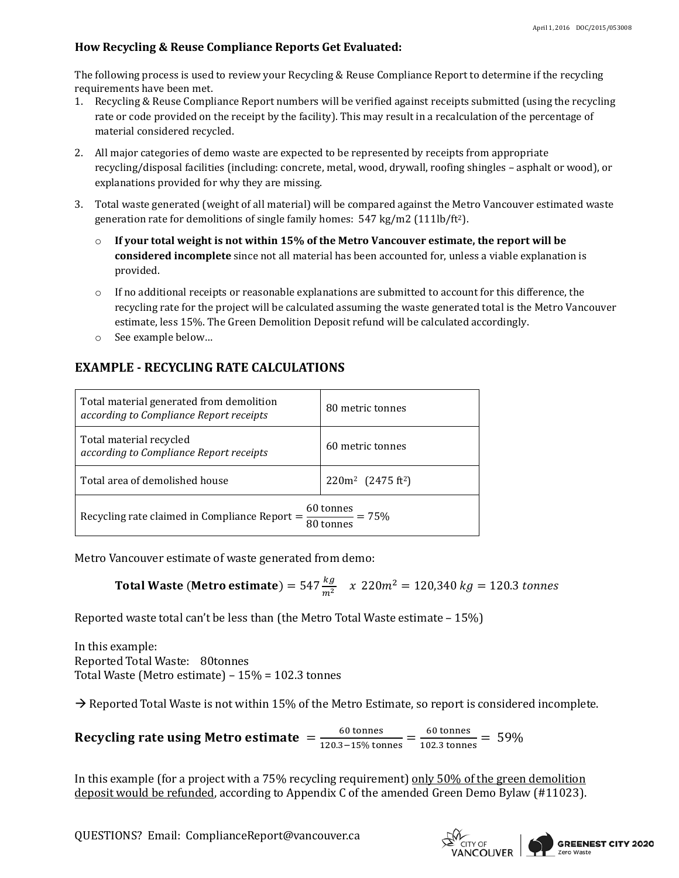### How Recycling & Reuse Compliance Reports Get Evaluated:

The following process is used to review your Recycling & Reuse Compliance Report to determine if the recycling requirements have been met.

1. Recycling & Reuse Compliance Report numbers will be verified against receipts submitted (using the recycling rate or code provided on the receipt by the facility). This may result in a recalculation of the percentage of material considered recycled.
2. All major categories of demo waste are expected to be represented by receipts from appropriate recycling/disposal facilities (including: concrete, metal, wood, drywall, roofing shingles – asphalt or wood), or explanations provided for why they are missing.
3. Total waste generated (weight of all material) will be compared against the Metro Vancouver estimated waste generation rate for demolitions of single family homes: 547 kg/m2 (111lb/ft$^2$).
   - **If your total weight is not within 15% of the Metro Vancouver estimate, the report will be considered incomplete** since not all material has been accounted for, unless a viable explanation is provided.
   - If no additional receipts or reasonable explanations are submitted to account for this difference, the recycling rate for the project will be calculated assuming the waste generated total is the Metro Vancouver estimate, less 15%. The Green Demolition Deposit refund will be calculated accordingly.
   - See example below…

### EXAMPLE - RECYCLING RATE CALCULATIONS

| | |
|---|---|
| Total material generated from demolition *according to Compliance Report receipts* | 80 metric tonnes |
| Total material recycled *according to Compliance Report receipts* | 60 metric tonnes |
| Total area of demolished house | 220m$^2$ (2475 ft$^2$) |
| Recycling rate claimed in Compliance Report $= \frac{60 \text{ tonnes}}{80 \text{ tonnes}} = 75\%$ | |

Metro Vancouver estimate of waste generated from demo:

$$\textbf{Total Waste (Metro estimate)} = 547 \frac{kg}{m^2} \quad x \ 220m^2 = 120{,}340 \ kg = 120.3 \ tonnes$$

Reported waste total can't be less than (the Metro Total Waste estimate – 15%)

In this example:
Reported Total Waste: 80tonnes
Total Waste (Metro estimate) – 15% = 102.3 tonnes

→ Reported Total Waste is not within 15% of the Metro Estimate, so report is considered incomplete.

$$\textbf{Recycling rate using Metro estimate} = \frac{60 \text{ tonnes}}{120.3 - 15\% \text{ tonnes}} = \frac{60 \text{ tonnes}}{102.3 \text{ tonnes}} = 59\%$$

In this example (for a project with a 75% recycling requirement) only 50% of the green demolition deposit would be refunded, according to Appendix C of the amended Green Demo Bylaw (#11023).

QUESTIONS? Email: ComplianceReport@vancouver.ca